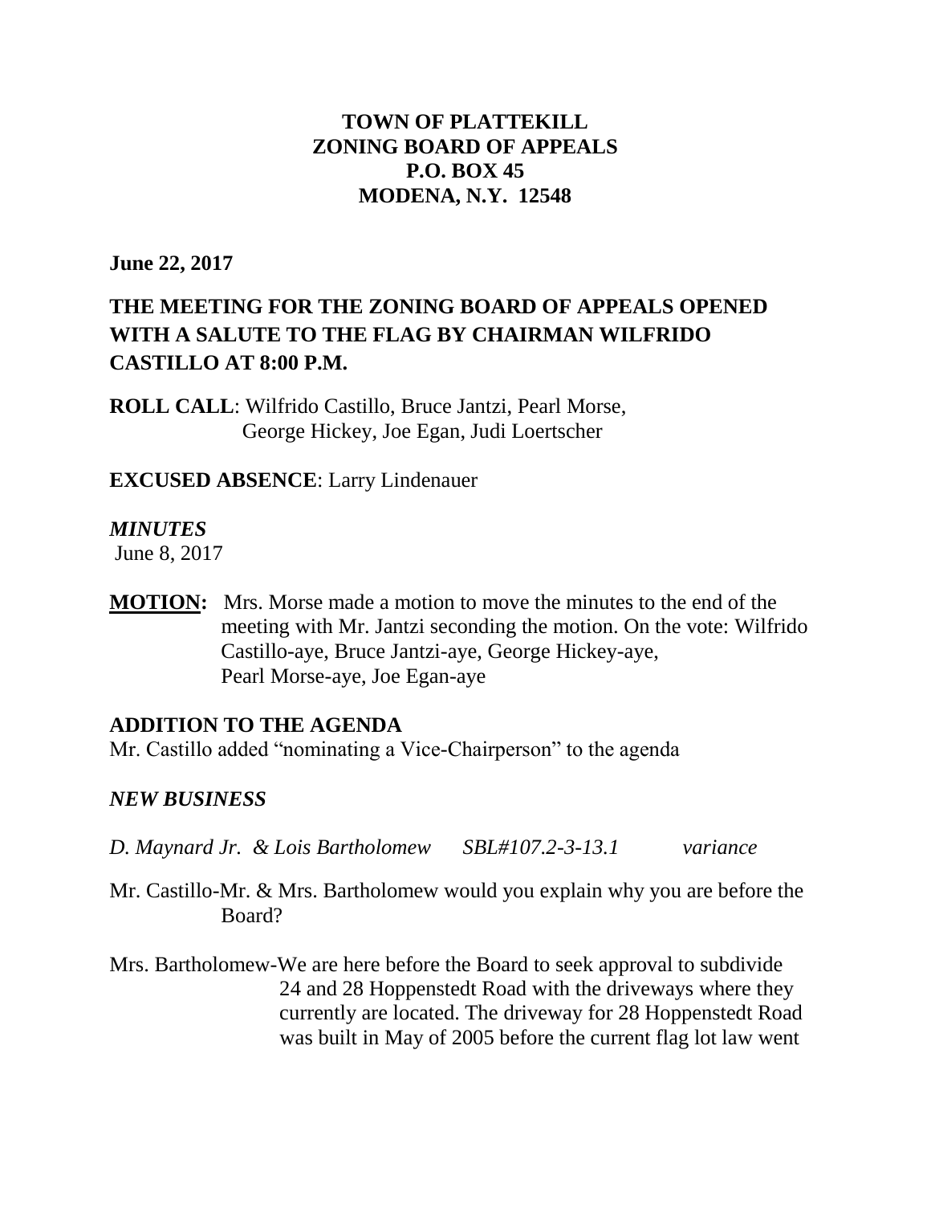**TOWN OF PLATTEKILL**
**ZONING BOARD OF APPEALS**
**P.O. BOX 45**
**MODENA, N.Y. 12548**

**June 22, 2017**

## THE MEETING FOR THE ZONING BOARD OF APPEALS OPENED WITH A SALUTE TO THE FLAG BY CHAIRMAN WILFRIDO CASTILLO AT 8:00 P.M.

**ROLL CALL**: Wilfrido Castillo, Bruce Jantzi, Pearl Morse, George Hickey, Joe Egan, Judi Loertscher

**EXCUSED ABSENCE**: Larry Lindenauer

***MINUTES***
June 8, 2017

**MOTION:** Mrs. Morse made a motion to move the minutes to the end of the meeting with Mr. Jantzi seconding the motion. On the vote: Wilfrido Castillo-aye, Bruce Jantzi-aye, George Hickey-aye, Pearl Morse-aye, Joe Egan-aye

**ADDITION TO THE AGENDA**
Mr. Castillo added "nominating a Vice-Chairperson" to the agenda

***NEW BUSINESS***

*D. Maynard Jr. & Lois Bartholomew SBL#107.2-3-13.1 variance*

Mr. Castillo-Mr. & Mrs. Bartholomew would you explain why you are before the Board?

Mrs. Bartholomew-We are here before the Board to seek approval to subdivide 24 and 28 Hoppenstedt Road with the driveways where they currently are located. The driveway for 28 Hoppenstedt Road was built in May of 2005 before the current flag lot law went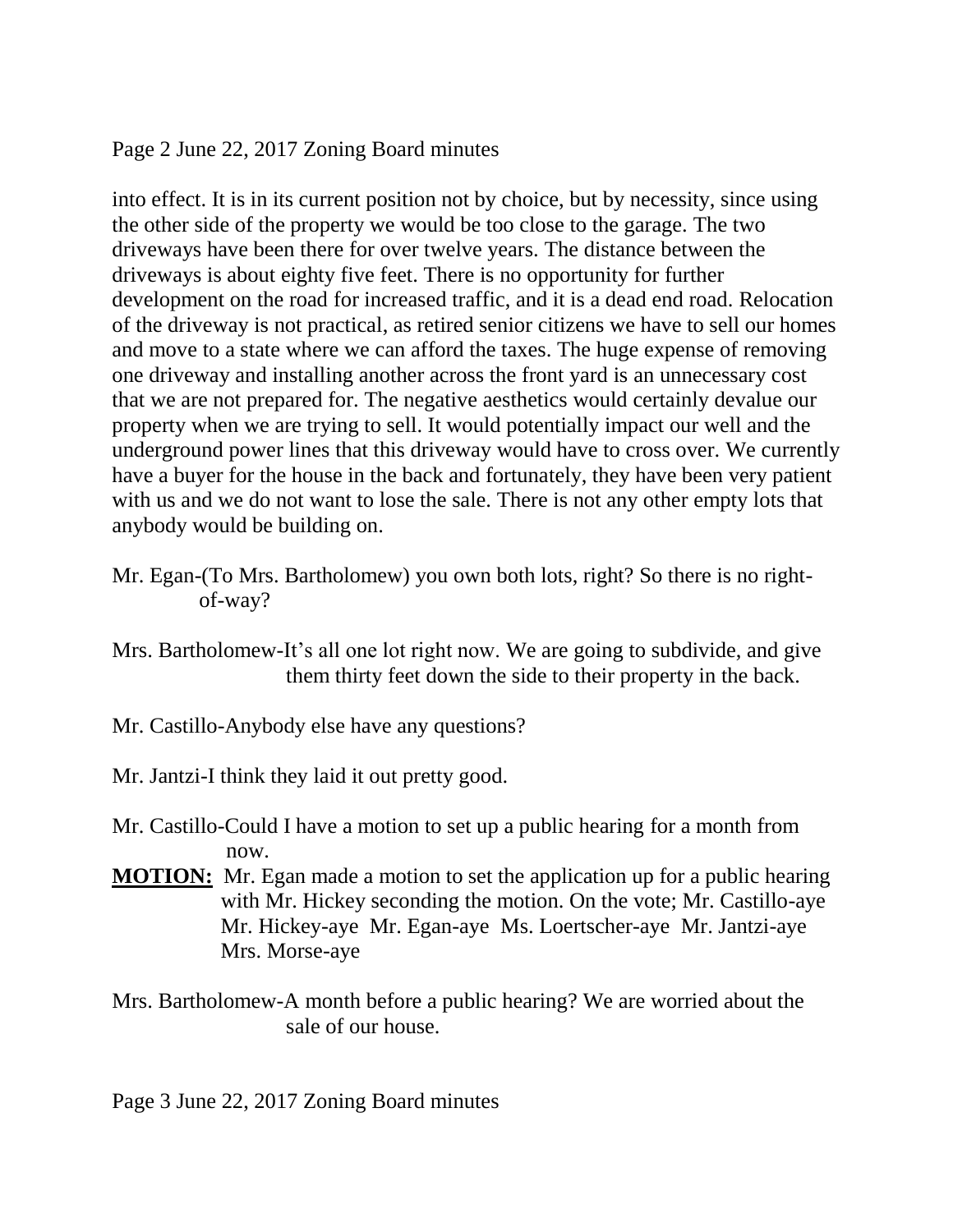into effect. It is in its current position not by choice, but by necessity, since using the other side of the property we would be too close to the garage. The two driveways have been there for over twelve years. The distance between the driveways is about eighty five feet. There is no opportunity for further development on the road for increased traffic, and it is a dead end road. Relocation of the driveway is not practical, as retired senior citizens we have to sell our homes and move to a state where we can afford the taxes. The huge expense of removing one driveway and installing another across the front yard is an unnecessary cost that we are not prepared for. The negative aesthetics would certainly devalue our property when we are trying to sell. It would potentially impact our well and the underground power lines that this driveway would have to cross over. We currently have a buyer for the house in the back and fortunately, they have been very patient with us and we do not want to lose the sale. There is not any other empty lots that anybody would be building on.

Mr. Egan-(To Mrs. Bartholomew) you own both lots, right? So there is no right-of-way?

Mrs. Bartholomew-It's all one lot right now. We are going to subdivide, and give them thirty feet down the side to their property in the back.

Mr. Castillo-Anybody else have any questions?

Mr. Jantzi-I think they laid it out pretty good.

Mr. Castillo-Could I have a motion to set up a public hearing for a month from now.

**MOTION:** Mr. Egan made a motion to set the application up for a public hearing with Mr. Hickey seconding the motion. On the vote; Mr. Castillo-aye Mr. Hickey-aye Mr. Egan-aye Ms. Loertscher-aye Mr. Jantzi-aye Mrs. Morse-aye

Mrs. Bartholomew-A month before a public hearing? We are worried about the sale of our house.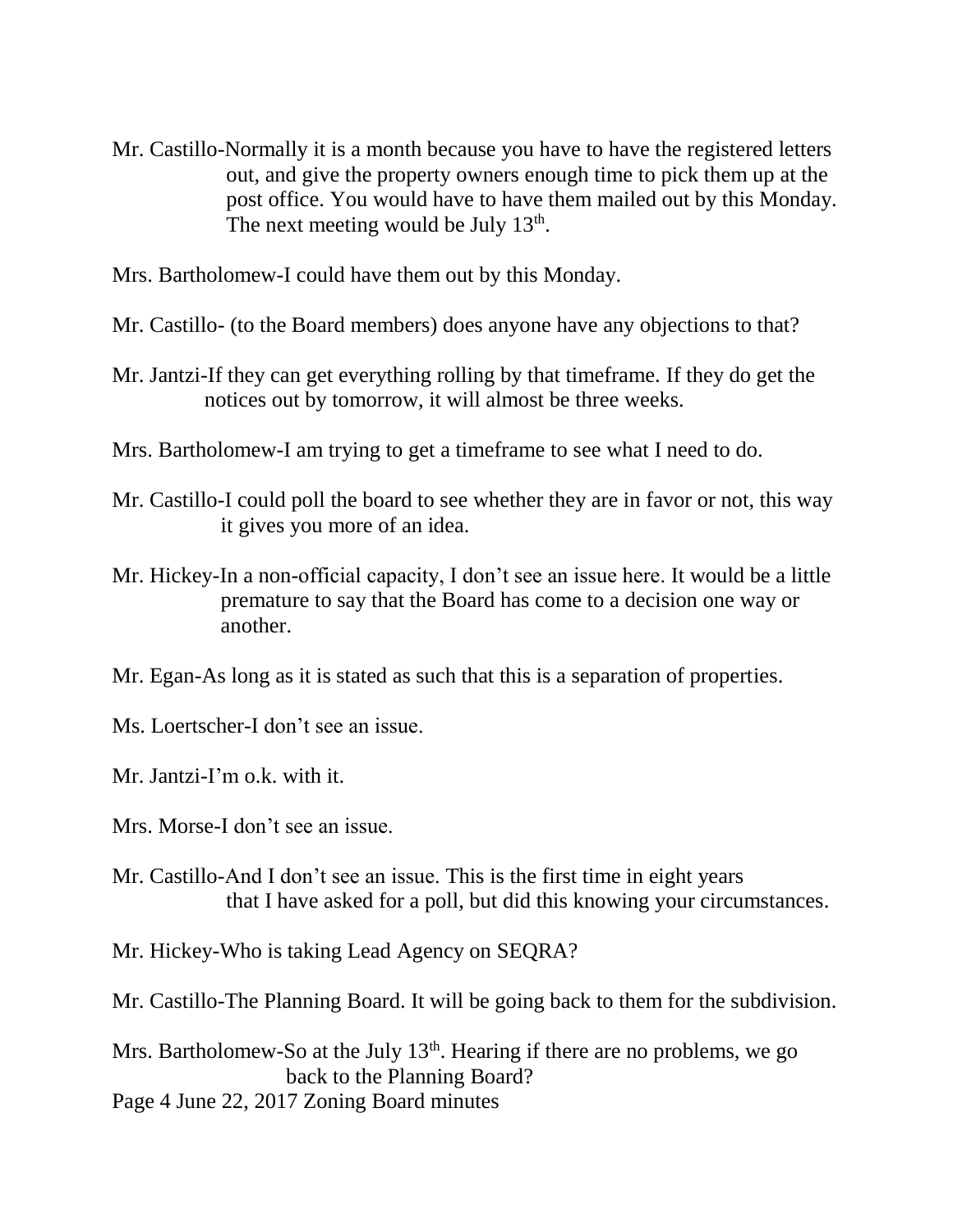Mr. Castillo-Normally it is a month because you have to have the registered letters out, and give the property owners enough time to pick them up at the post office. You would have to have them mailed out by this Monday. The next meeting would be July 13th.

Mrs. Bartholomew-I could have them out by this Monday.

Mr. Castillo- (to the Board members) does anyone have any objections to that?

Mr. Jantzi-If they can get everything rolling by that timeframe. If they do get the notices out by tomorrow, it will almost be three weeks.

Mrs. Bartholomew-I am trying to get a timeframe to see what I need to do.

Mr. Castillo-I could poll the board to see whether they are in favor or not, this way it gives you more of an idea.

Mr. Hickey-In a non-official capacity, I don't see an issue here. It would be a little premature to say that the Board has come to a decision one way or another.

Mr. Egan-As long as it is stated as such that this is a separation of properties.

Ms. Loertscher-I don't see an issue.

Mr. Jantzi-I'm o.k. with it.

Mrs. Morse-I don't see an issue.

Mr. Castillo-And I don't see an issue. This is the first time in eight years that I have asked for a poll, but did this knowing your circumstances.

Mr. Hickey-Who is taking Lead Agency on SEQRA?

Mr. Castillo-The Planning Board. It will be going back to them for the subdivision.

Mrs. Bartholomew-So at the July 13th. Hearing if there are no problems, we go back to the Planning Board?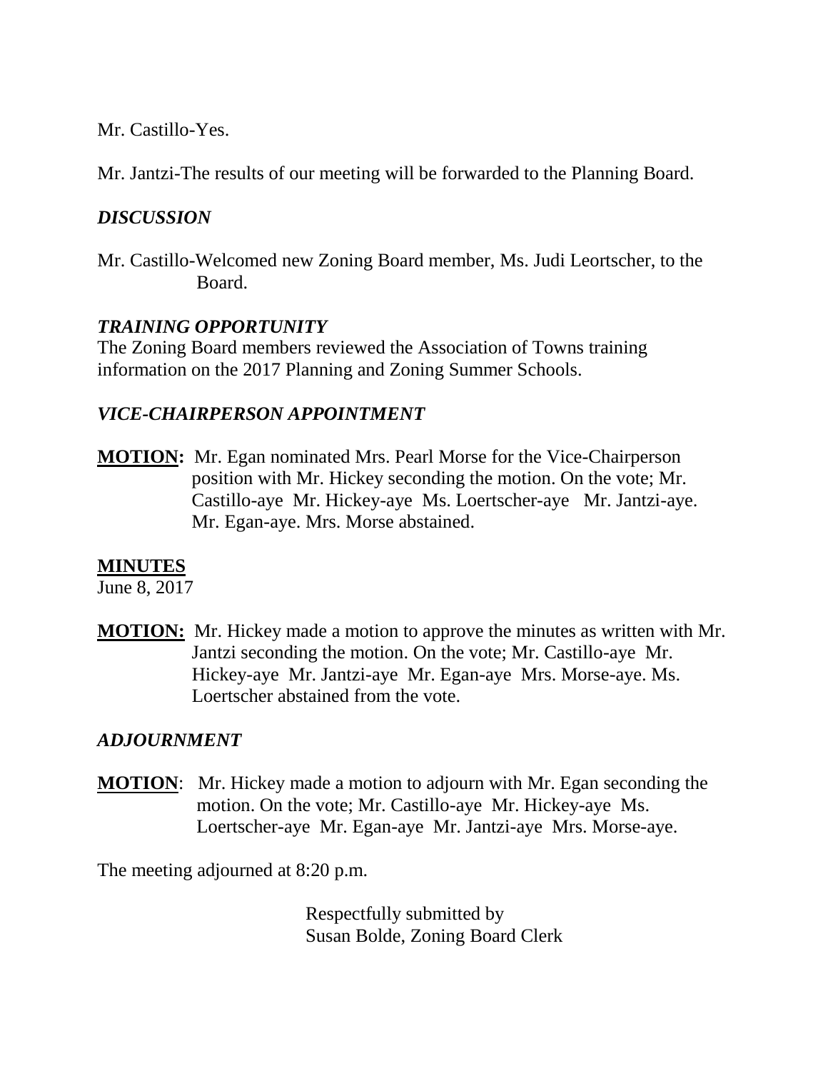Mr. Castillo-Yes.

Mr. Jantzi-The results of our meeting will be forwarded to the Planning Board.

### *DISCUSSION*

Mr. Castillo-Welcomed new Zoning Board member, Ms. Judi Leortscher, to the Board.

### *TRAINING OPPORTUNITY*

The Zoning Board members reviewed the Association of Towns training information on the 2017 Planning and Zoning Summer Schools.

### *VICE-CHAIRPERSON APPOINTMENT*

**MOTION:** Mr. Egan nominated Mrs. Pearl Morse for the Vice-Chairperson position with Mr. Hickey seconding the motion. On the vote; Mr. Castillo-aye Mr. Hickey-aye Ms. Loertscher-aye Mr. Jantzi-aye. Mr. Egan-aye. Mrs. Morse abstained.

### **MINUTES**

June 8, 2017

**MOTION:** Mr. Hickey made a motion to approve the minutes as written with Mr. Jantzi seconding the motion. On the vote; Mr. Castillo-aye Mr. Hickey-aye Mr. Jantzi-aye Mr. Egan-aye Mrs. Morse-aye. Ms. Loertscher abstained from the vote.

### *ADJOURNMENT*

**MOTION**: Mr. Hickey made a motion to adjourn with Mr. Egan seconding the motion. On the vote; Mr. Castillo-aye Mr. Hickey-aye Ms. Loertscher-aye Mr. Egan-aye Mr. Jantzi-aye Mrs. Morse-aye.

The meeting adjourned at 8:20 p.m.

Respectfully submitted by
Susan Bolde, Zoning Board Clerk